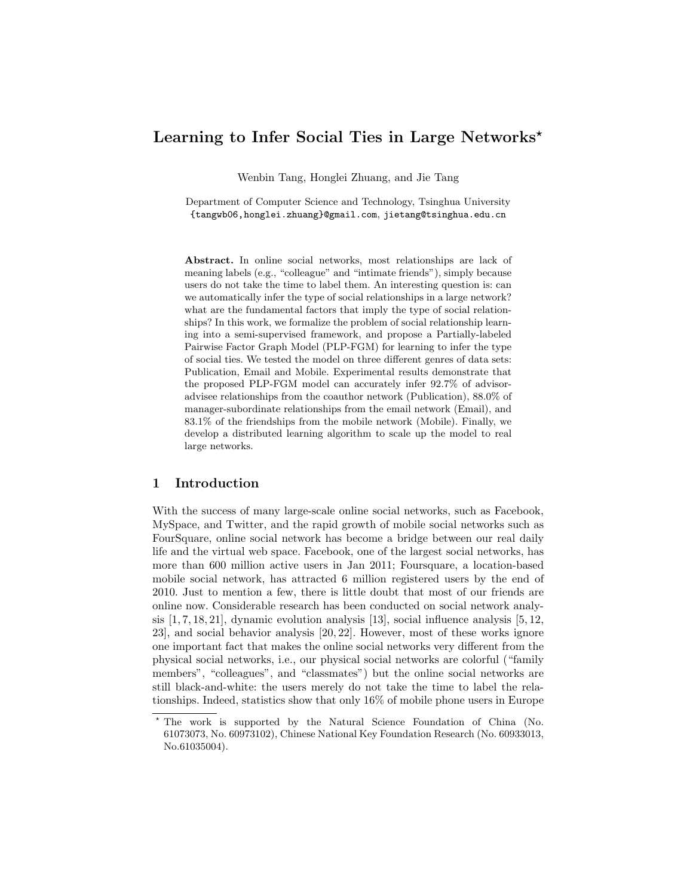# Learning to Infer Social Ties in Large Networks*

Wenbin Tang, Honglei Zhuang, and Jie Tang

Department of Computer Science and Technology, Tsinghua University
{tangwb06,honglei.zhuang}@gmail.com, jietang@tsinghua.edu.cn

**Abstract.** In online social networks, most relationships are lack of meaning labels (e.g., "colleague" and "intimate friends"), simply because users do not take the time to label them. An interesting question is: can we automatically infer the type of social relationships in a large network? what are the fundamental factors that imply the type of social relationships? In this work, we formalize the problem of social relationship learning into a semi-supervised framework, and propose a Partially-labeled Pairwise Factor Graph Model (PLP-FGM) for learning to infer the type of social ties. We tested the model on three different genres of data sets: Publication, Email and Mobile. Experimental results demonstrate that the proposed PLP-FGM model can accurately infer 92.7% of advisor-advisee relationships from the coauthor network (Publication), 88.0% of manager-subordinate relationships from the email network (Email), and 83.1% of the friendships from the mobile network (Mobile). Finally, we develop a distributed learning algorithm to scale up the model to real large networks.

## 1 Introduction

With the success of many large-scale online social networks, such as Facebook, MySpace, and Twitter, and the rapid growth of mobile social networks such as FourSquare, online social network has become a bridge between our real daily life and the virtual web space. Facebook, one of the largest social networks, has more than 600 million active users in Jan 2011; Foursquare, a location-based mobile social network, has attracted 6 million registered users by the end of 2010. Just to mention a few, there is little doubt that most of our friends are online now. Considerable research has been conducted on social network analysis [1, 7, 18, 21], dynamic evolution analysis [13], social influence analysis [5, 12, 23], and social behavior analysis [20, 22]. However, most of these works ignore one important fact that makes the online social networks very different from the physical social networks, i.e., our physical social networks are colorful ("family members", "colleagues", and "classmates") but the online social networks are still black-and-white: the users merely do not take the time to label the relationships. Indeed, statistics show that only 16% of mobile phone users in Europe

* The work is supported by the Natural Science Foundation of China (No. 61073073, No. 60973102), Chinese National Key Foundation Research (No. 60933013, No.61035004).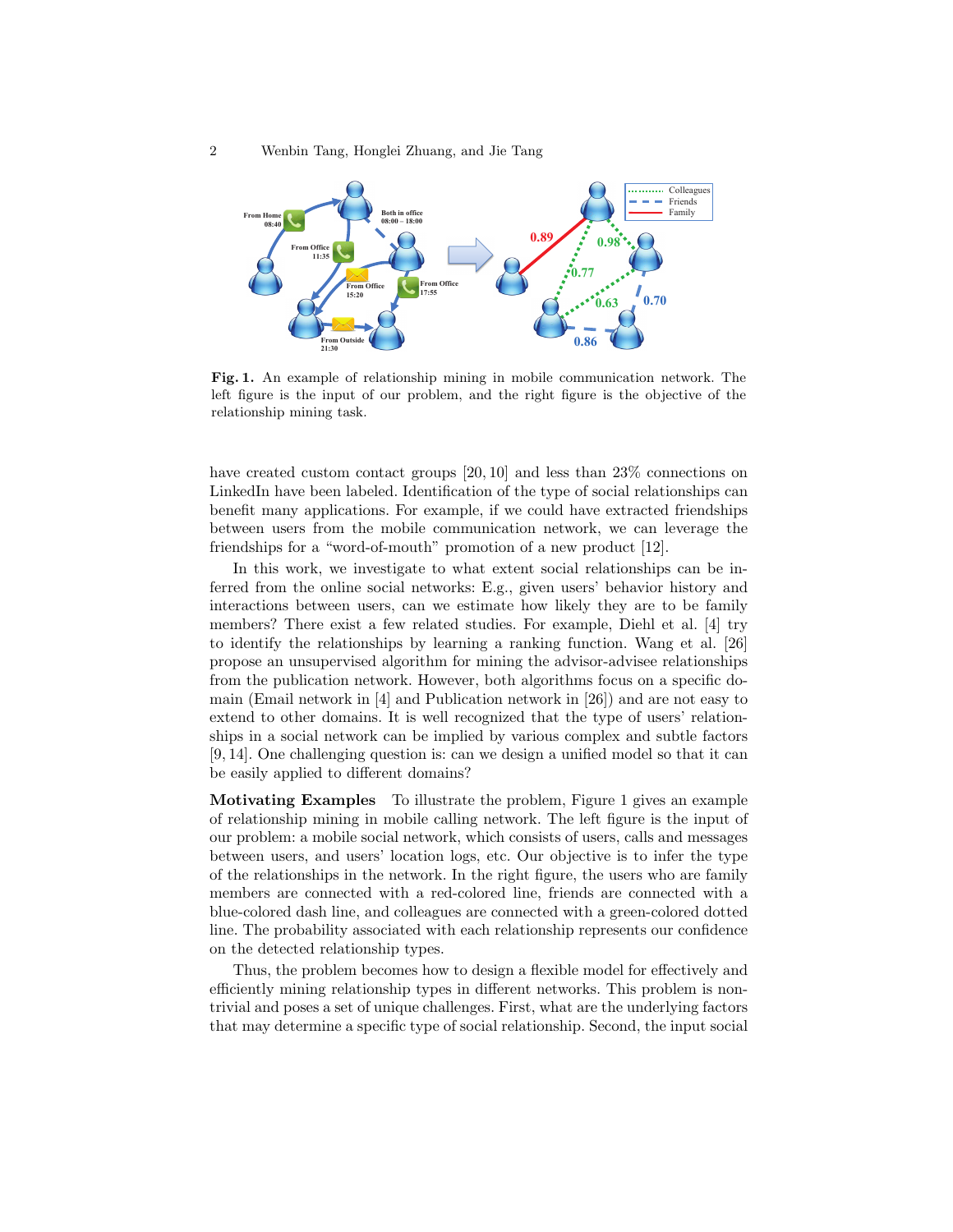From Home
08:40

From Office
11:35

Both in office
08:00 – 18:00

From Office
15:20

From Office
17:55

From Outside
21:30

Colleagues
Friends
Family

0.89

0.98

0.77

0.63

0.70

0.86

**Fig. 1.** An example of relationship mining in mobile communication network. The left figure is the input of our problem, and the right figure is the objective of the relationship mining task.

have created custom contact groups [20, 10] and less than 23% connections on LinkedIn have been labeled. Identification of the type of social relationships can benefit many applications. For example, if we could have extracted friendships between users from the mobile communication network, we can leverage the friendships for a "word-of-mouth" promotion of a new product [12].

In this work, we investigate to what extent social relationships can be inferred from the online social networks: E.g., given users' behavior history and interactions between users, can we estimate how likely they are to be family members? There exist a few related studies. For example, Diehl et al. [4] try to identify the relationships by learning a ranking function. Wang et al. [26] propose an unsupervised algorithm for mining the advisor-advisee relationships from the publication network. However, both algorithms focus on a specific domain (Email network in [4] and Publication network in [26]) and are not easy to extend to other domains. It is well recognized that the type of users' relationships in a social network can be implied by various complex and subtle factors [9, 14]. One challenging question is: can we design a unified model so that it can be easily applied to different domains?

**Motivating Examples** To illustrate the problem, Figure 1 gives an example of relationship mining in mobile calling network. The left figure is the input of our problem: a mobile social network, which consists of users, calls and messages between users, and users' location logs, etc. Our objective is to infer the type of the relationships in the network. In the right figure, the users who are family members are connected with a red-colored line, friends are connected with a blue-colored dash line, and colleagues are connected with a green-colored dotted line. The probability associated with each relationship represents our confidence on the detected relationship types.

Thus, the problem becomes how to design a flexible model for effectively and efficiently mining relationship types in different networks. This problem is non-trivial and poses a set of unique challenges. First, what are the underlying factors that may determine a specific type of social relationship. Second, the input social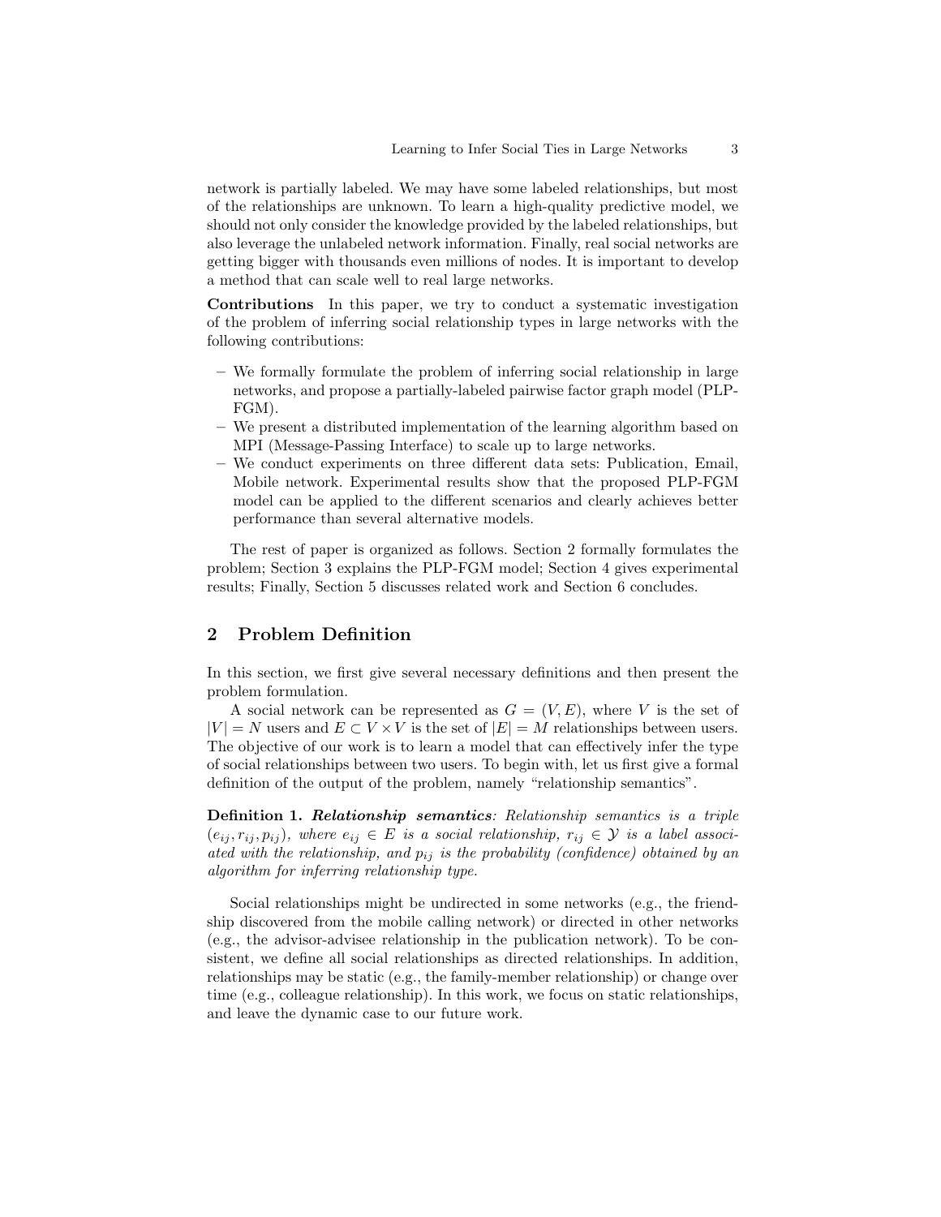network is partially labeled. We may have some labeled relationships, but most of the relationships are unknown. To learn a high-quality predictive model, we should not only consider the knowledge provided by the labeled relationships, but also leverage the unlabeled network information. Finally, real social networks are getting bigger with thousands even millions of nodes. It is important to develop a method that can scale well to real large networks.

**Contributions** In this paper, we try to conduct a systematic investigation of the problem of inferring social relationship types in large networks with the following contributions:

- We formally formulate the problem of inferring social relationship in large networks, and propose a partially-labeled pairwise factor graph model (PLP-FGM).
- We present a distributed implementation of the learning algorithm based on MPI (Message-Passing Interface) to scale up to large networks.
- We conduct experiments on three different data sets: Publication, Email, Mobile network. Experimental results show that the proposed PLP-FGM model can be applied to the different scenarios and clearly achieves better performance than several alternative models.

The rest of paper is organized as follows. Section 2 formally formulates the problem; Section 3 explains the PLP-FGM model; Section 4 gives experimental results; Finally, Section 5 discusses related work and Section 6 concludes.

## 2 Problem Definition

In this section, we first give several necessary definitions and then present the problem formulation.

A social network can be represented as $G = (V, E)$, where $V$ is the set of $|V| = N$ users and $E \subset V \times V$ is the set of $|E| = M$ relationships between users. The objective of our work is to learn a model that can effectively infer the type of social relationships between two users. To begin with, let us first give a formal definition of the output of the problem, namely "relationship semantics".

**Definition 1.** ***Relationship semantics****: Relationship semantics is a triple $(e_{ij}, r_{ij}, p_{ij})$, where $e_{ij} \in E$ is a social relationship, $r_{ij} \in \mathcal{Y}$ is a label associated with the relationship, and $p_{ij}$ is the probability (confidence) obtained by an algorithm for inferring relationship type.*

Social relationships might be undirected in some networks (e.g., the friendship discovered from the mobile calling network) or directed in other networks (e.g., the advisor-advisee relationship in the publication network). To be consistent, we define all social relationships as directed relationships. In addition, relationships may be static (e.g., the family-member relationship) or change over time (e.g., colleague relationship). In this work, we focus on static relationships, and leave the dynamic case to our future work.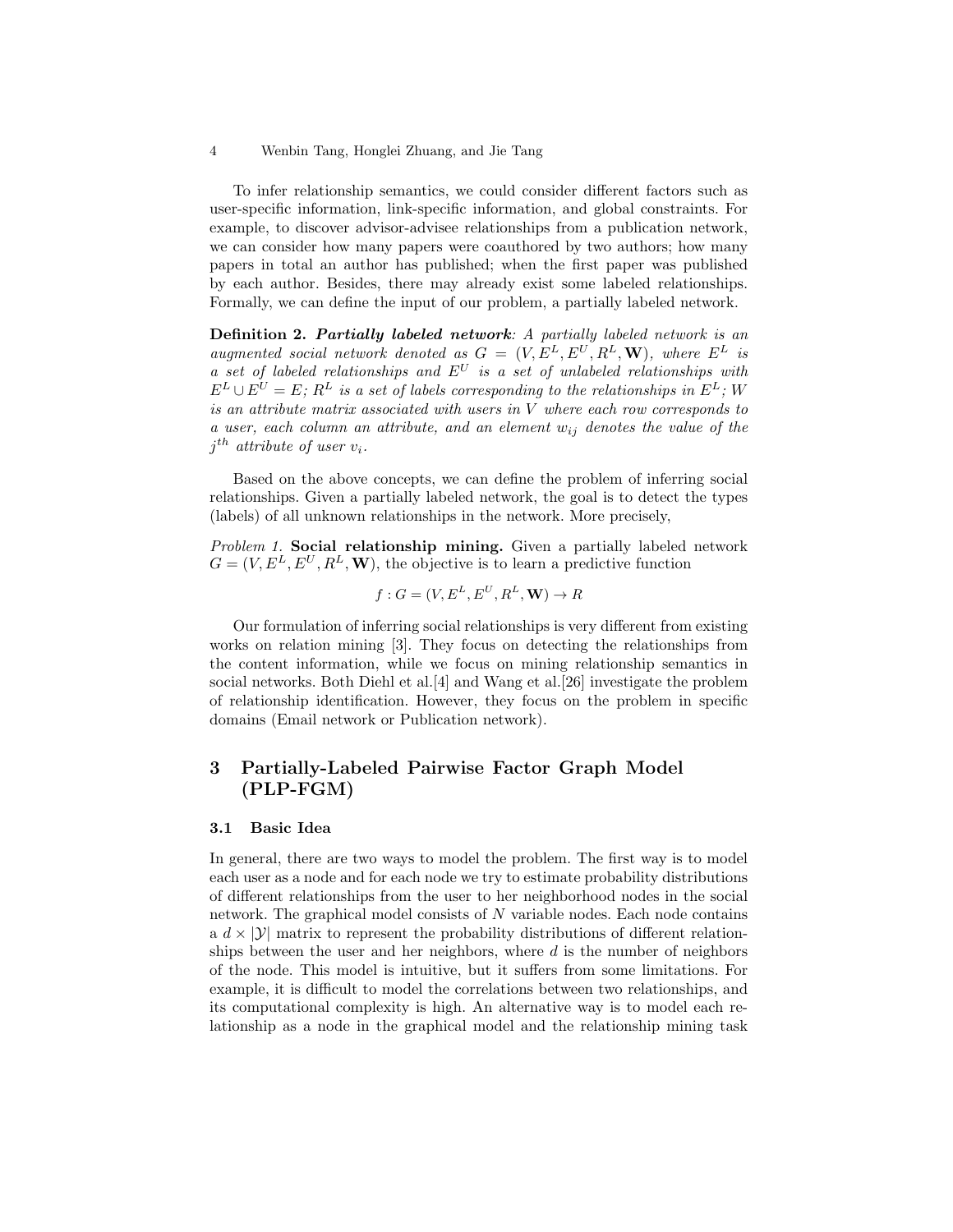To infer relationship semantics, we could consider different factors such as user-specific information, link-specific information, and global constraints. For example, to discover advisor-advisee relationships from a publication network, we can consider how many papers were coauthored by two authors; how many papers in total an author has published; when the first paper was published by each author. Besides, there may already exist some labeled relationships. Formally, we can define the input of our problem, a partially labeled network.

**Definition 2.** ***Partially labeled network****: A partially labeled network is an augmented social network denoted as $G = (V, E^L, E^U, R^L, \mathbf{W})$, where $E^L$ is a set of labeled relationships and $E^U$ is a set of unlabeled relationships with $E^L \cup E^U = E$; $R^L$ is a set of labels corresponding to the relationships in $E^L$; $W$ is an attribute matrix associated with users in $V$ where each row corresponds to a user, each column an attribute, and an element $w_{ij}$ denotes the value of the $j^{th}$ attribute of user $v_i$.*

Based on the above concepts, we can define the problem of inferring social relationships. Given a partially labeled network, the goal is to detect the types (labels) of all unknown relationships in the network. More precisely,

*Problem 1.* **Social relationship mining.** Given a partially labeled network $G = (V, E^L, E^U, R^L, \mathbf{W})$, the objective is to learn a predictive function

$$f : G = (V, E^L, E^U, R^L, \mathbf{W}) \rightarrow R$$

Our formulation of inferring social relationships is very different from existing works on relation mining [3]. They focus on detecting the relationships from the content information, while we focus on mining relationship semantics in social networks. Both Diehl et al.[4] and Wang et al.[26] investigate the problem of relationship identification. However, they focus on the problem in specific domains (Email network or Publication network).

## 3 Partially-Labeled Pairwise Factor Graph Model (PLP-FGM)

### 3.1 Basic Idea

In general, there are two ways to model the problem. The first way is to model each user as a node and for each node we try to estimate probability distributions of different relationships from the user to her neighborhood nodes in the social network. The graphical model consists of $N$ variable nodes. Each node contains a $d \times |\mathcal{Y}|$ matrix to represent the probability distributions of different relationships between the user and her neighbors, where $d$ is the number of neighbors of the node. This model is intuitive, but it suffers from some limitations. For example, it is difficult to model the correlations between two relationships, and its computational complexity is high. An alternative way is to model each relationship as a node in the graphical model and the relationship mining task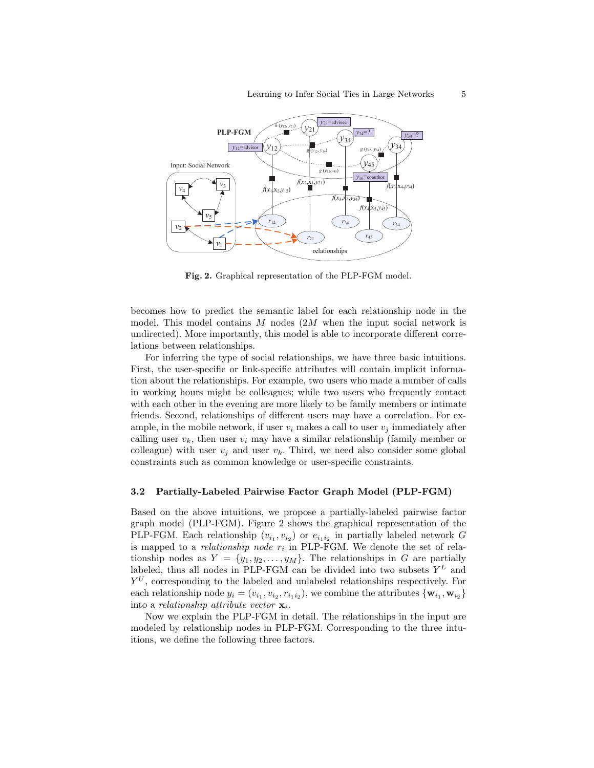Fig. 2. Graphical representation of the PLP-FGM model.

becomes how to predict the semantic label for each relationship node in the model. This model contains $M$ nodes ($2M$ when the input social network is undirected). More importantly, this model is able to incorporate different correlations between relationships.

For inferring the type of social relationships, we have three basic intuitions. First, the user-specific or link-specific attributes will contain implicit information about the relationships. For example, two users who made a number of calls in working hours might be colleagues; while two users who frequently contact with each other in the evening are more likely to be family members or intimate friends. Second, relationships of different users may have a correlation. For example, in the mobile network, if user $v_i$ makes a call to user $v_j$ immediately after calling user $v_k$, then user $v_i$ may have a similar relationship (family member or colleague) with user $v_j$ and user $v_k$. Third, we need also consider some global constraints such as common knowledge or user-specific constraints.

### 3.2 Partially-Labeled Pairwise Factor Graph Model (PLP-FGM)

Based on the above intuitions, we propose a partially-labeled pairwise factor graph model (PLP-FGM). Figure 2 shows the graphical representation of the PLP-FGM. Each relationship $(v_{i_1}, v_{i_2})$ or $e_{i_1 i_2}$ in partially labeled network $G$ is mapped to a *relationship node* $r_i$ in PLP-FGM. We denote the set of relationship nodes as $Y = \{y_1, y_2, \ldots, y_M\}$. The relationships in $G$ are partially labeled, thus all nodes in PLP-FGM can be divided into two subsets $Y^L$ and $Y^U$, corresponding to the labeled and unlabeled relationships respectively. For each relationship node $y_i = (v_{i_1}, v_{i_2}, r_{i_1 i_2})$, we combine the attributes $\{\mathbf{w}_{i_1}, \mathbf{w}_{i_2}\}$ into a *relationship attribute vector* $\mathbf{x}_i$.

Now we explain the PLP-FGM in detail. The relationships in the input are modeled by relationship nodes in PLP-FGM. Corresponding to the three intuitions, we define the following three factors.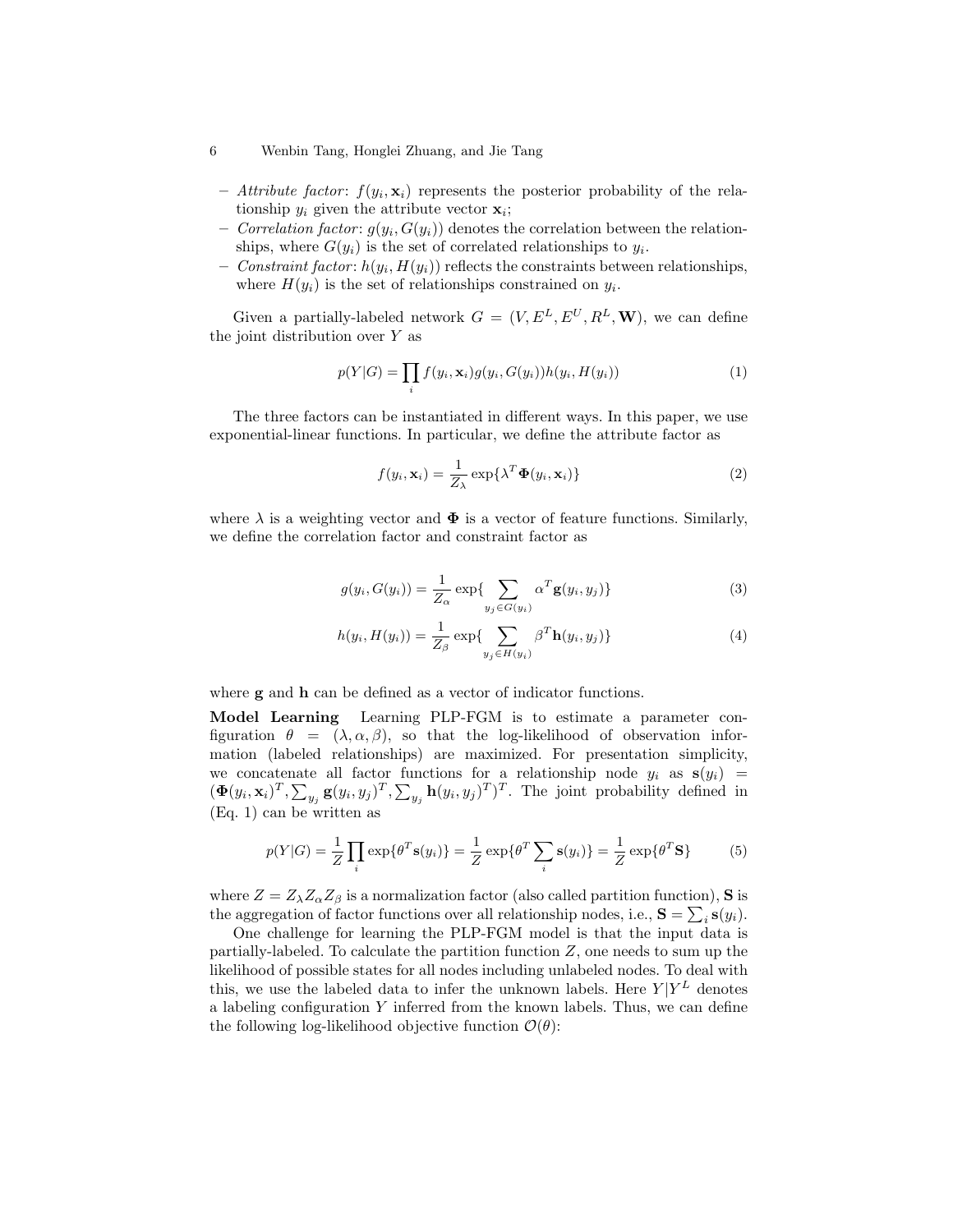- *Attribute factor*: $f(y_i, \mathbf{x}_i)$ represents the posterior probability of the relationship $y_i$ given the attribute vector $\mathbf{x}_i$;
- *Correlation factor*: $g(y_i, G(y_i))$ denotes the correlation between the relationships, where $G(y_i)$ is the set of correlated relationships to $y_i$.
- *Constraint factor*: $h(y_i, H(y_i))$ reflects the constraints between relationships, where $H(y_i)$ is the set of relationships constrained on $y_i$.

Given a partially-labeled network $G = (V, E^L, E^U, R^L, \mathbf{W})$, we can define the joint distribution over $Y$ as

$$p(Y|G) = \prod_i f(y_i, \mathbf{x}_i) g(y_i, G(y_i)) h(y_i, H(y_i)) \tag{1}$$

The three factors can be instantiated in different ways. In this paper, we use exponential-linear functions. In particular, we define the attribute factor as

$$f(y_i, \mathbf{x}_i) = \frac{1}{Z_\lambda} \exp\{\lambda^T \mathbf{\Phi}(y_i, \mathbf{x}_i)\} \tag{2}$$

where $\lambda$ is a weighting vector and $\mathbf{\Phi}$ is a vector of feature functions. Similarly, we define the correlation factor and constraint factor as

$$g(y_i, G(y_i)) = \frac{1}{Z_\alpha} \exp\{\sum_{y_j \in G(y_i)} \alpha^T \mathbf{g}(y_i, y_j)\} \tag{3}$$

$$h(y_i, H(y_i)) = \frac{1}{Z_\beta} \exp\{\sum_{y_j \in H(y_i)} \beta^T \mathbf{h}(y_i, y_j)\} \tag{4}$$

where $\mathbf{g}$ and $\mathbf{h}$ can be defined as a vector of indicator functions.

**Model Learning** Learning PLP-FGM is to estimate a parameter configuration $\theta = (\lambda, \alpha, \beta)$, so that the log-likelihood of observation information (labeled relationships) are maximized. For presentation simplicity, we concatenate all factor functions for a relationship node $y_i$ as $\mathbf{s}(y_i) = (\mathbf{\Phi}(y_i, \mathbf{x}_i)^T, \sum_{y_j} \mathbf{g}(y_i, y_j)^T, \sum_{y_j} \mathbf{h}(y_i, y_j)^T)^T$. The joint probability defined in (Eq. 1) can be written as

$$p(Y|G) = \frac{1}{Z} \prod_i \exp\{\theta^T \mathbf{s}(y_i)\} = \frac{1}{Z} \exp\{\theta^T \sum_i \mathbf{s}(y_i)\} = \frac{1}{Z} \exp\{\theta^T \mathbf{S}\} \tag{5}$$

where $Z = Z_\lambda Z_\alpha Z_\beta$ is a normalization factor (also called partition function), $\mathbf{S}$ is the aggregation of factor functions over all relationship nodes, i.e., $\mathbf{S} = \sum_i \mathbf{s}(y_i)$.

One challenge for learning the PLP-FGM model is that the input data is partially-labeled. To calculate the partition function $Z$, one needs to sum up the likelihood of possible states for all nodes including unlabeled nodes. To deal with this, we use the labeled data to infer the unknown labels. Here $Y|Y^L$ denotes a labeling configuration $Y$ inferred from the known labels. Thus, we can define the following log-likelihood objective function $\mathcal{O}(\theta)$: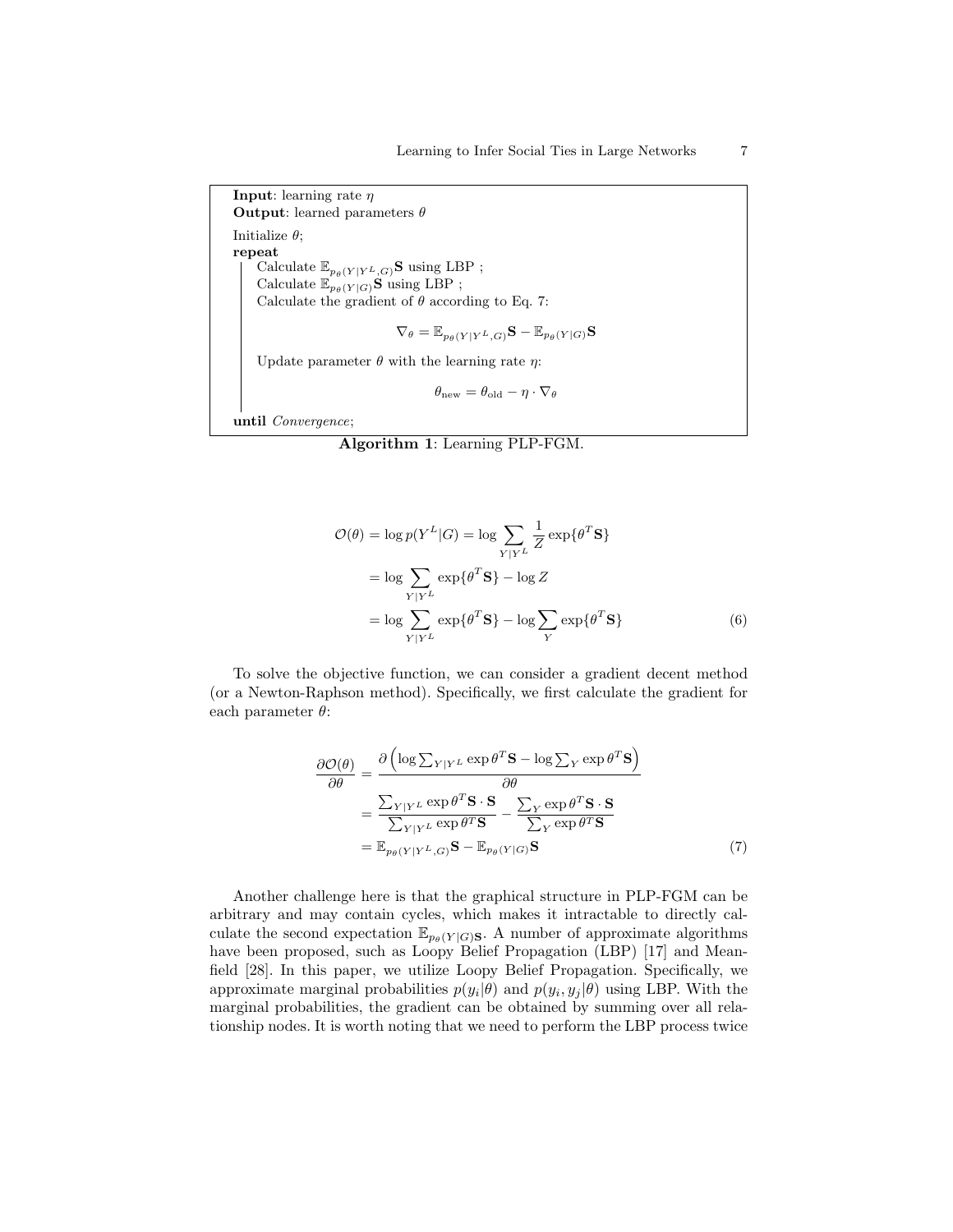**Input**: learning rate $\eta$
**Output**: learned parameters $\theta$

Initialize $\theta$;
**repeat**
    Calculate $\mathbb{E}_{p_\theta(Y|Y^L,G)}\mathbf{S}$ using LBP ;
    Calculate $\mathbb{E}_{p_\theta(Y|G)}\mathbf{S}$ using LBP ;
    Calculate the gradient of $\theta$ according to Eq. 7:

$$\nabla_\theta = \mathbb{E}_{p_\theta(Y|Y^L,G)}\mathbf{S} - \mathbb{E}_{p_\theta(Y|G)}\mathbf{S}$$

    Update parameter $\theta$ with the learning rate $\eta$:

$$\theta_{\text{new}} = \theta_{\text{old}} - \eta \cdot \nabla_\theta$$

**until** *Convergence*;

**Algorithm 1**: Learning PLP-FGM.

$$
\begin{aligned}
\mathcal{O}(\theta) = \log p(Y^L|G) &= \log \sum_{Y|Y^L} \frac{1}{Z} \exp\{\theta^T \mathbf{S}\} \\
&= \log \sum_{Y|Y^L} \exp\{\theta^T \mathbf{S}\} - \log Z \\
&= \log \sum_{Y|Y^L} \exp\{\theta^T \mathbf{S}\} - \log \sum_{Y} \exp\{\theta^T \mathbf{S}\} \qquad (6)
\end{aligned}
$$

To solve the objective function, we can consider a gradient decent method (or a Newton-Raphson method). Specifically, we first calculate the gradient for each parameter $\theta$:

$$
\begin{aligned}
\frac{\partial \mathcal{O}(\theta)}{\partial \theta} &= \frac{\partial \left(\log \sum_{Y|Y^L} \exp \theta^T \mathbf{S} - \log \sum_{Y} \exp \theta^T \mathbf{S}\right)}{\partial \theta} \\
&= \frac{\sum_{Y|Y^L} \exp \theta^T \mathbf{S} \cdot \mathbf{S}}{\sum_{Y|Y^L} \exp \theta^T \mathbf{S}} - \frac{\sum_{Y} \exp \theta^T \mathbf{S} \cdot \mathbf{S}}{\sum_{Y} \exp \theta^T \mathbf{S}} \\
&= \mathbb{E}_{p_\theta(Y|Y^L,G)}\mathbf{S} - \mathbb{E}_{p_\theta(Y|G)}\mathbf{S} \qquad (7)
\end{aligned}
$$

Another challenge here is that the graphical structure in PLP-FGM can be arbitrary and may contain cycles, which makes it intractable to directly calculate the second expectation $\mathbb{E}_{p_\theta(Y|G)\mathbf{S}}$. A number of approximate algorithms have been proposed, such as Loopy Belief Propagation (LBP) [17] and Mean-field [28]. In this paper, we utilize Loopy Belief Propagation. Specifically, we approximate marginal probabilities $p(y_i|\theta)$ and $p(y_i, y_j|\theta)$ using LBP. With the marginal probabilities, the gradient can be obtained by summing over all relationship nodes. It is worth noting that we need to perform the LBP process twice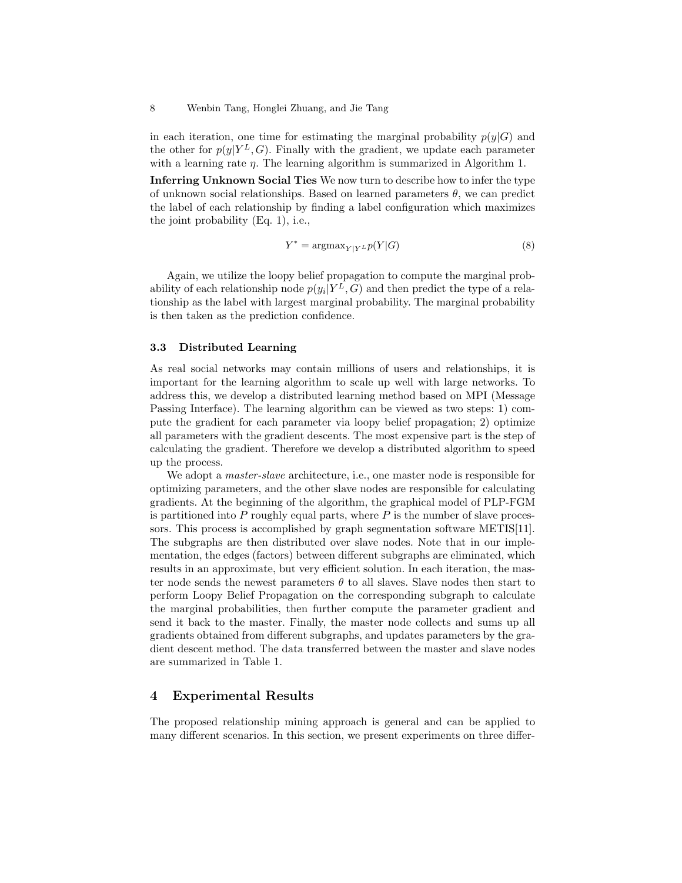in each iteration, one time for estimating the marginal probability $p(y|G)$ and the other for $p(y|Y^L, G)$. Finally with the gradient, we update each parameter with a learning rate $\eta$. The learning algorithm is summarized in Algorithm 1.

**Inferring Unknown Social Ties** We now turn to describe how to infer the type of unknown social relationships. Based on learned parameters $\theta$, we can predict the label of each relationship by finding a label configuration which maximizes the joint probability (Eq. 1), i.e.,

$$Y^* = \text{argmax}_{Y|Y^L} p(Y|G) \tag{8}$$

Again, we utilize the loopy belief propagation to compute the marginal probability of each relationship node $p(y_i|Y^L, G)$ and then predict the type of a relationship as the label with largest marginal probability. The marginal probability is then taken as the prediction confidence.

### 3.3 Distributed Learning

As real social networks may contain millions of users and relationships, it is important for the learning algorithm to scale up well with large networks. To address this, we develop a distributed learning method based on MPI (Message Passing Interface). The learning algorithm can be viewed as two steps: 1) compute the gradient for each parameter via loopy belief propagation; 2) optimize all parameters with the gradient descents. The most expensive part is the step of calculating the gradient. Therefore we develop a distributed algorithm to speed up the process.

We adopt a *master-slave* architecture, i.e., one master node is responsible for optimizing parameters, and the other slave nodes are responsible for calculating gradients. At the beginning of the algorithm, the graphical model of PLP-FGM is partitioned into $P$ roughly equal parts, where $P$ is the number of slave processors. This process is accomplished by graph segmentation software METIS[11]. The subgraphs are then distributed over slave nodes. Note that in our implementation, the edges (factors) between different subgraphs are eliminated, which results in an approximate, but very efficient solution. In each iteration, the master node sends the newest parameters $\theta$ to all slaves. Slave nodes then start to perform Loopy Belief Propagation on the corresponding subgraph to calculate the marginal probabilities, then further compute the parameter gradient and send it back to the master. Finally, the master node collects and sums up all gradients obtained from different subgraphs, and updates parameters by the gradient descent method. The data transferred between the master and slave nodes are summarized in Table 1.

## 4 Experimental Results

The proposed relationship mining approach is general and can be applied to many different scenarios. In this section, we present experiments on three differ-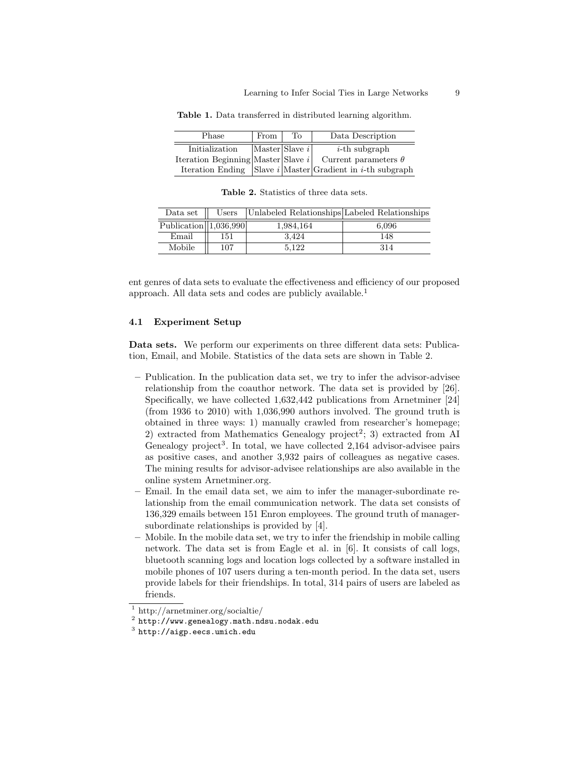**Table 1.** Data transferred in distributed learning algorithm.

| Phase | From | To | Data Description |
|---|---|---|---|
| Initialization | Master | Slave $i$ | $i$-th subgraph |
| Iteration Beginning | Master | Slave $i$ | Current parameters $\theta$ |
| Iteration Ending | Slave $i$ | Master | Gradient in $i$-th subgraph |

**Table 2.** Statistics of three data sets.

| Data set | Users | Unlabeled Relationships | Labeled Relationships |
|---|---|---|---|
| Publication | 1,036,990 | 1,984,164 | 6,096 |
| Email | 151 | 3,424 | 148 |
| Mobile | 107 | 5,122 | 314 |

ent genres of data sets to evaluate the effectiveness and efficiency of our proposed approach. All data sets and codes are publicly available.[1]

### 4.1 Experiment Setup

**Data sets.** We perform our experiments on three different data sets: Publication, Email, and Mobile. Statistics of the data sets are shown in Table 2.

- Publication. In the publication data set, we try to infer the advisor-advisee relationship from the coauthor network. The data set is provided by [26]. Specifically, we have collected 1,632,442 publications from Arnetminer [24] (from 1936 to 2010) with 1,036,990 authors involved. The ground truth is obtained in three ways: 1) manually crawled from researcher's homepage; 2) extracted from Mathematics Genealogy project[2]; 3) extracted from AI Genealogy project[3]. In total, we have collected 2,164 advisor-advisee pairs as positive cases, and another 3,932 pairs of colleagues as negative cases. The mining results for advisor-advisee relationships are also available in the online system Arnetminer.org.
- Email. In the email data set, we aim to infer the manager-subordinate relationship from the email communication network. The data set consists of 136,329 emails between 151 Enron employees. The ground truth of manager-subordinate relationships is provided by [4].
- Mobile. In the mobile data set, we try to infer the friendship in mobile calling network. The data set is from Eagle et al. in [6]. It consists of call logs, bluetooth scanning logs and location logs collected by a software installed in mobile phones of 107 users during a ten-month period. In the data set, users provide labels for their friendships. In total, 314 pairs of users are labeled as friends.

[1] http://arnetminer.org/socialtie/

[2] `http://www.genealogy.math.ndsu.nodak.edu`

[3] `http://aigp.eecs.umich.edu`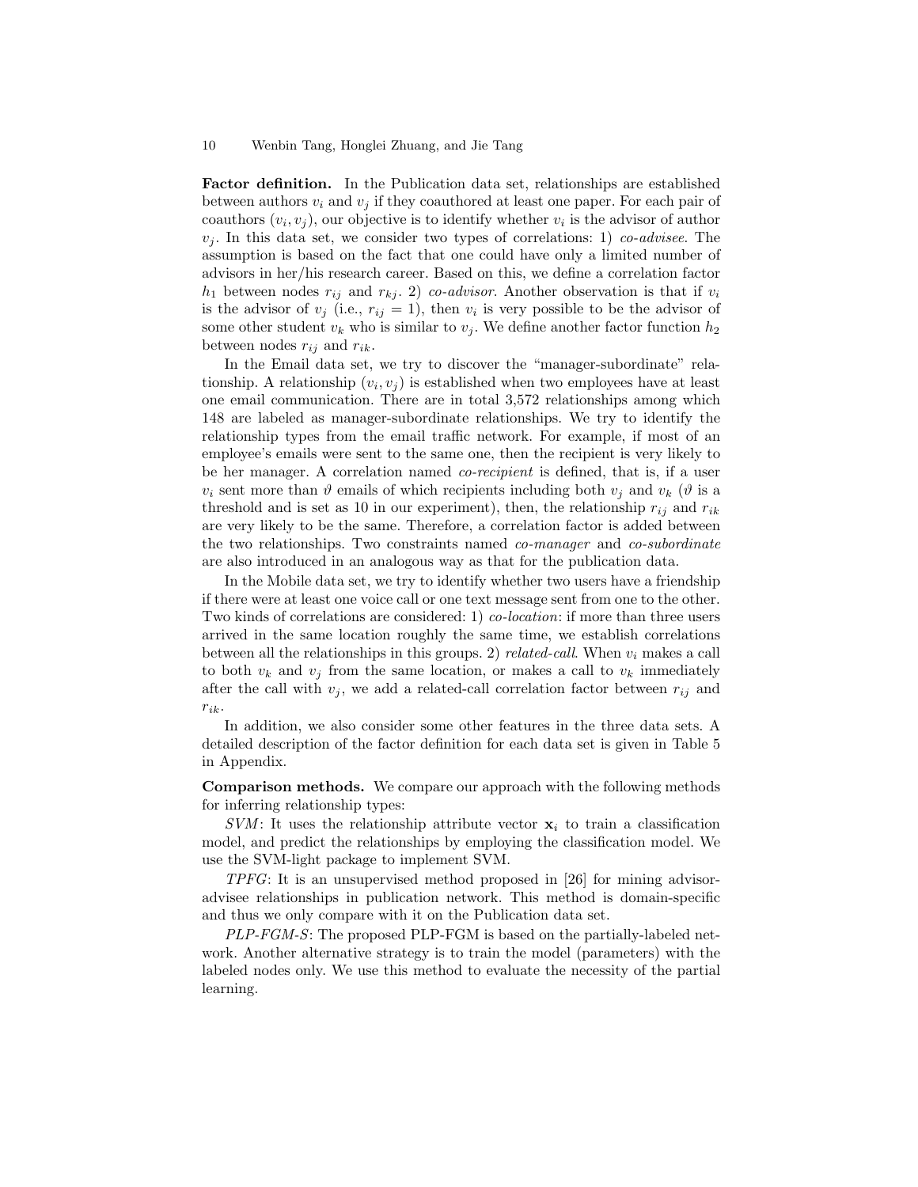**Factor definition.** In the Publication data set, relationships are established between authors $v_i$ and $v_j$ if they coauthored at least one paper. For each pair of coauthors $(v_i, v_j)$, our objective is to identify whether $v_i$ is the advisor of author $v_j$. In this data set, we consider two types of correlations: 1) *co-advisee*. The assumption is based on the fact that one could have only a limited number of advisors in her/his research career. Based on this, we define a correlation factor $h_1$ between nodes $r_{ij}$ and $r_{kj}$. 2) *co-advisor*. Another observation is that if $v_i$ is the advisor of $v_j$ (i.e., $r_{ij} = 1$), then $v_i$ is very possible to be the advisor of some other student $v_k$ who is similar to $v_j$. We define another factor function $h_2$ between nodes $r_{ij}$ and $r_{ik}$.

In the Email data set, we try to discover the "manager-subordinate" relationship. A relationship $(v_i, v_j)$ is established when two employees have at least one email communication. There are in total 3,572 relationships among which 148 are labeled as manager-subordinate relationships. We try to identify the relationship types from the email traffic network. For example, if most of an employee's emails were sent to the same one, then the recipient is very likely to be her manager. A correlation named *co-recipient* is defined, that is, if a user $v_i$ sent more than $\vartheta$ emails of which recipients including both $v_j$ and $v_k$ ($\vartheta$ is a threshold and is set as 10 in our experiment), then, the relationship $r_{ij}$ and $r_{ik}$ are very likely to be the same. Therefore, a correlation factor is added between the two relationships. Two constraints named *co-manager* and *co-subordinate* are also introduced in an analogous way as that for the publication data.

In the Mobile data set, we try to identify whether two users have a friendship if there were at least one voice call or one text message sent from one to the other. Two kinds of correlations are considered: 1) *co-location*: if more than three users arrived in the same location roughly the same time, we establish correlations between all the relationships in this groups. 2) *related-call*. When $v_i$ makes a call to both $v_k$ and $v_j$ from the same location, or makes a call to $v_k$ immediately after the call with $v_j$, we add a related-call correlation factor between $r_{ij}$ and $r_{ik}$.

In addition, we also consider some other features in the three data sets. A detailed description of the factor definition for each data set is given in Table 5 in Appendix.

**Comparison methods.** We compare our approach with the following methods for inferring relationship types:

*SVM*: It uses the relationship attribute vector $\mathbf{x}_i$ to train a classification model, and predict the relationships by employing the classification model. We use the SVM-light package to implement SVM.

*TPFG*: It is an unsupervised method proposed in [26] for mining advisor-advisee relationships in publication network. This method is domain-specific and thus we only compare with it on the Publication data set.

*PLP-FGM-S*: The proposed PLP-FGM is based on the partially-labeled network. Another alternative strategy is to train the model (parameters) with the labeled nodes only. We use this method to evaluate the necessity of the partial learning.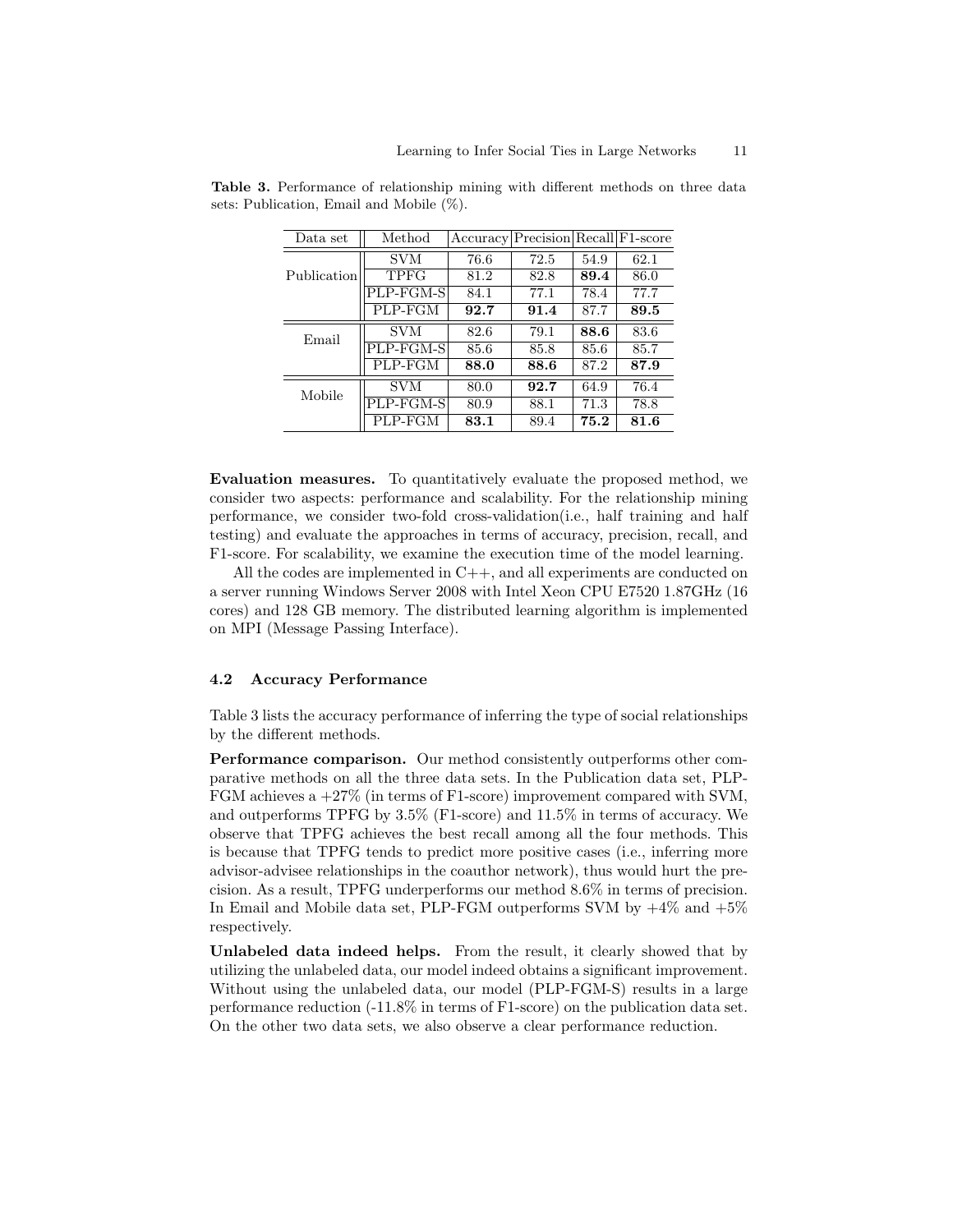**Table 3.** Performance of relationship mining with different methods on three data sets: Publication, Email and Mobile (%).

| Data set | Method | Accuracy | Precision | Recall | F1-score |
|---|---|---|---|---|---|
| Publication | SVM | 76.6 | 72.5 | 54.9 | 62.1 |
| | TPFG | 81.2 | 82.8 | **89.4** | 86.0 |
| | PLP-FGM-S | 84.1 | 77.1 | 78.4 | 77.7 |
| | PLP-FGM | **92.7** | **91.4** | 87.7 | **89.5** |
| Email | SVM | 82.6 | 79.1 | **88.6** | 83.6 |
| | PLP-FGM-S | 85.6 | 85.8 | 85.6 | 85.7 |
| | PLP-FGM | **88.0** | **88.6** | 87.2 | **87.9** |
| Mobile | SVM | 80.0 | **92.7** | 64.9 | 76.4 |
| | PLP-FGM-S | 80.9 | 88.1 | 71.3 | 78.8 |
| | PLP-FGM | **83.1** | 89.4 | **75.2** | **81.6** |

**Evaluation measures.** To quantitatively evaluate the proposed method, we consider two aspects: performance and scalability. For the relationship mining performance, we consider two-fold cross-validation(i.e., half training and half testing) and evaluate the approaches in terms of accuracy, precision, recall, and F1-score. For scalability, we examine the execution time of the model learning.

All the codes are implemented in C++, and all experiments are conducted on a server running Windows Server 2008 with Intel Xeon CPU E7520 1.87GHz (16 cores) and 128 GB memory. The distributed learning algorithm is implemented on MPI (Message Passing Interface).

### 4.2 Accuracy Performance

Table 3 lists the accuracy performance of inferring the type of social relationships by the different methods.

**Performance comparison.** Our method consistently outperforms other comparative methods on all the three data sets. In the Publication data set, PLP-FGM achieves a +27% (in terms of F1-score) improvement compared with SVM, and outperforms TPFG by 3.5% (F1-score) and 11.5% in terms of accuracy. We observe that TPFG achieves the best recall among all the four methods. This is because that TPFG tends to predict more positive cases (i.e., inferring more advisor-advisee relationships in the coauthor network), thus would hurt the precision. As a result, TPFG underperforms our method 8.6% in terms of precision. In Email and Mobile data set, PLP-FGM outperforms SVM by +4% and +5% respectively.

**Unlabeled data indeed helps.** From the result, it clearly showed that by utilizing the unlabeled data, our model indeed obtains a significant improvement. Without using the unlabeled data, our model (PLP-FGM-S) results in a large performance reduction (-11.8% in terms of F1-score) on the publication data set. On the other two data sets, we also observe a clear performance reduction.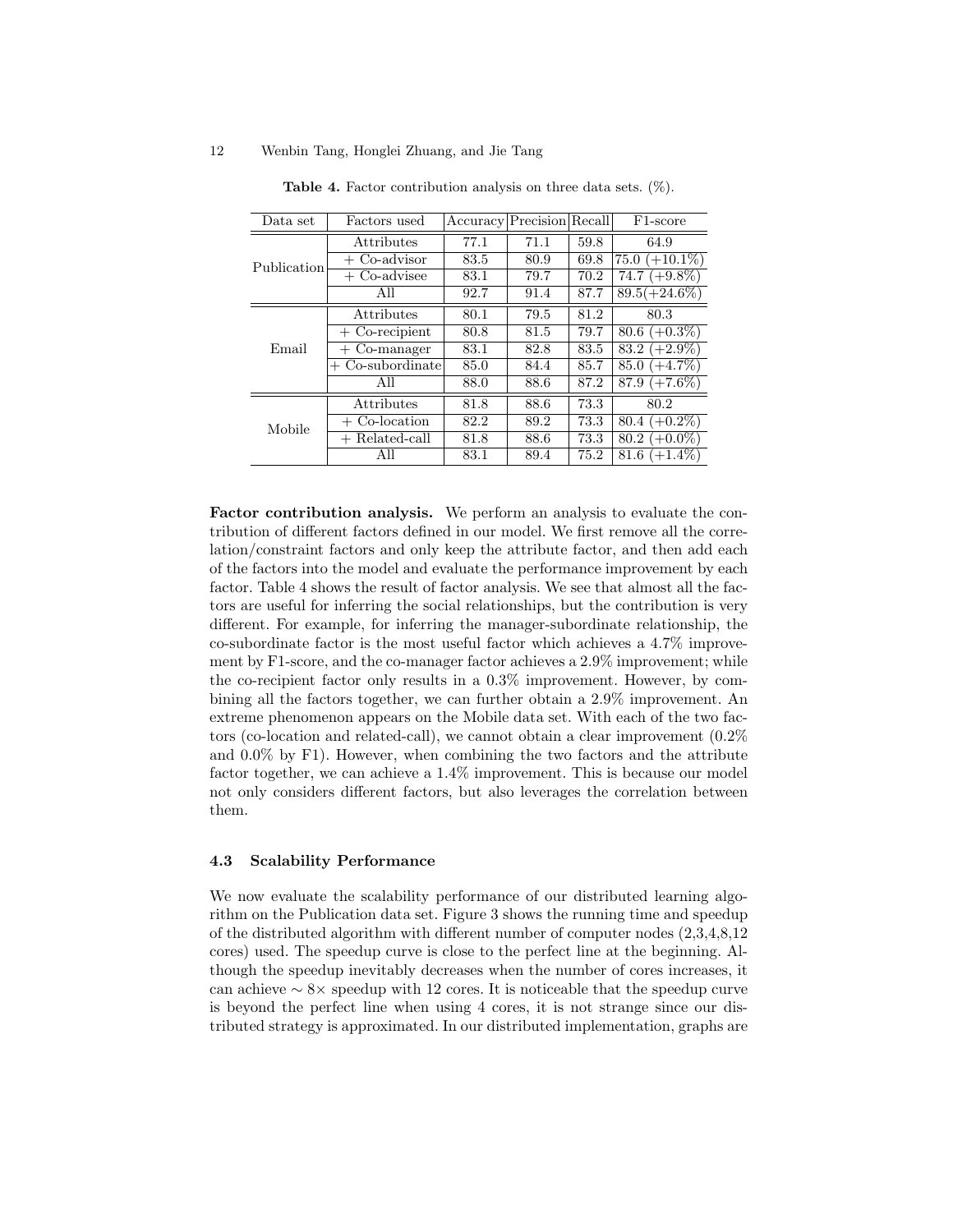**Table 4.** Factor contribution analysis on three data sets. (%).

| Data set | Factors used | Accuracy | Precision | Recall | F1-score |
|---|---|---|---|---|---|
| Publication | Attributes | 77.1 | 71.1 | 59.8 | 64.9 |
| | + Co-advisor | 83.5 | 80.9 | 69.8 | 75.0 (+10.1%) |
| | + Co-advisee | 83.1 | 79.7 | 70.2 | 74.7 (+9.8%) |
| | All | 92.7 | 91.4 | 87.7 | 89.5(+24.6%) |
| Email | Attributes | 80.1 | 79.5 | 81.2 | 80.3 |
| | + Co-recipient | 80.8 | 81.5 | 79.7 | 80.6 (+0.3%) |
| | + Co-manager | 83.1 | 82.8 | 83.5 | 83.2 (+2.9%) |
| | + Co-subordinate | 85.0 | 84.4 | 85.7 | 85.0 (+4.7%) |
| | All | 88.0 | 88.6 | 87.2 | 87.9 (+7.6%) |
| Mobile | Attributes | 81.8 | 88.6 | 73.3 | 80.2 |
| | + Co-location | 82.2 | 89.2 | 73.3 | 80.4 (+0.2%) |
| | + Related-call | 81.8 | 88.6 | 73.3 | 80.2 (+0.0%) |
| | All | 83.1 | 89.4 | 75.2 | 81.6 (+1.4%) |

**Factor contribution analysis.** We perform an analysis to evaluate the contribution of different factors defined in our model. We first remove all the correlation/constraint factors and only keep the attribute factor, and then add each of the factors into the model and evaluate the performance improvement by each factor. Table 4 shows the result of factor analysis. We see that almost all the factors are useful for inferring the social relationships, but the contribution is very different. For example, for inferring the manager-subordinate relationship, the co-subordinate factor is the most useful factor which achieves a 4.7% improvement by F1-score, and the co-manager factor achieves a 2.9% improvement; while the co-recipient factor only results in a 0.3% improvement. However, by combining all the factors together, we can further obtain a 2.9% improvement. An extreme phenomenon appears on the Mobile data set. With each of the two factors (co-location and related-call), we cannot obtain a clear improvement (0.2% and 0.0% by F1). However, when combining the two factors and the attribute factor together, we can achieve a 1.4% improvement. This is because our model not only considers different factors, but also leverages the correlation between them.

### 4.3 Scalability Performance

We now evaluate the scalability performance of our distributed learning algorithm on the Publication data set. Figure 3 shows the running time and speedup of the distributed algorithm with different number of computer nodes (2,3,4,8,12 cores) used. The speedup curve is close to the perfect line at the beginning. Although the speedup inevitably decreases when the number of cores increases, it can achieve $\sim 8\times$ speedup with 12 cores. It is noticeable that the speedup curve is beyond the perfect line when using 4 cores, it is not strange since our distributed strategy is approximated. In our distributed implementation, graphs are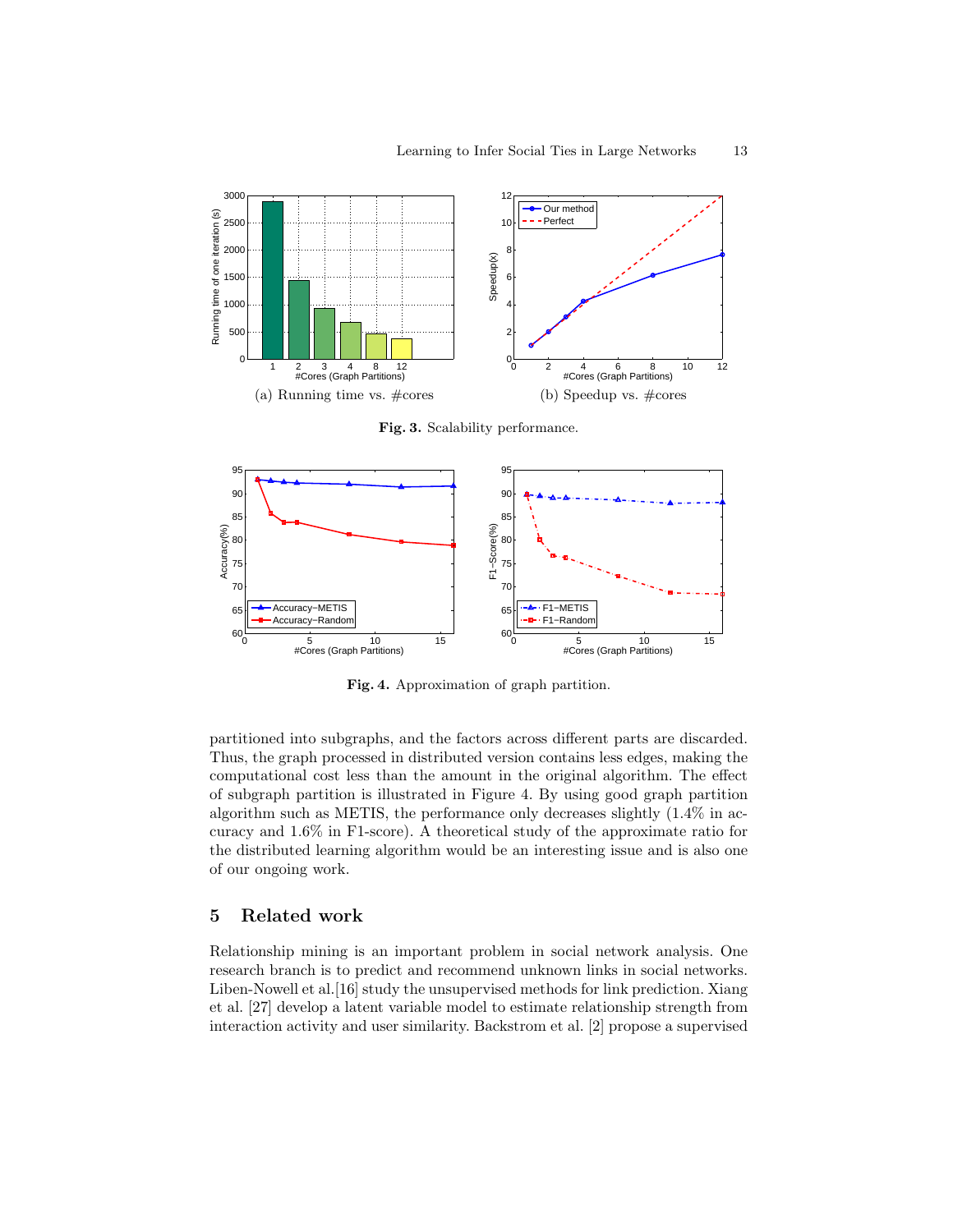(a) Running time vs. #cores

(b) Speedup vs. #cores

**Fig. 3.** Scalability performance.

**Fig. 4.** Approximation of graph partition.

partitioned into subgraphs, and the factors across different parts are discarded. Thus, the graph processed in distributed version contains less edges, making the computational cost less than the amount in the original algorithm. The effect of subgraph partition is illustrated in Figure 4. By using good graph partition algorithm such as METIS, the performance only decreases slightly (1.4% in accuracy and 1.6% in F1-score). A theoretical study of the approximate ratio for the distributed learning algorithm would be an interesting issue and is also one of our ongoing work.

## 5 Related work

Relationship mining is an important problem in social network analysis. One research branch is to predict and recommend unknown links in social networks. Liben-Nowell et al.[16] study the unsupervised methods for link prediction. Xiang et al. [27] develop a latent variable model to estimate relationship strength from interaction activity and user similarity. Backstrom et al. [2] propose a supervised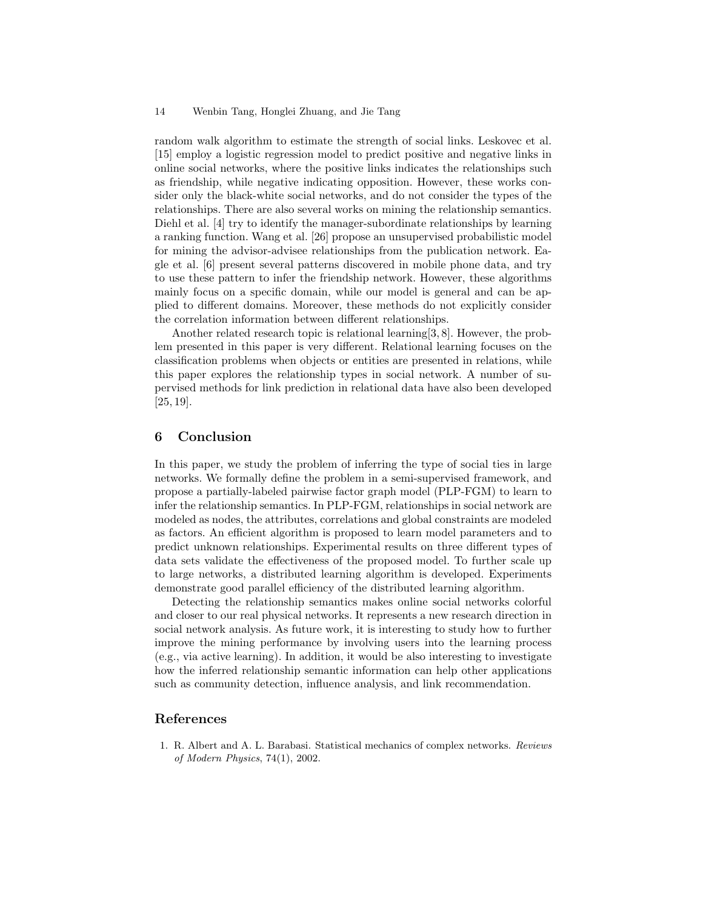random walk algorithm to estimate the strength of social links. Leskovec et al. [15] employ a logistic regression model to predict positive and negative links in online social networks, where the positive links indicates the relationships such as friendship, while negative indicating opposition. However, these works consider only the black-white social networks, and do not consider the types of the relationships. There are also several works on mining the relationship semantics. Diehl et al. [4] try to identify the manager-subordinate relationships by learning a ranking function. Wang et al. [26] propose an unsupervised probabilistic model for mining the advisor-advisee relationships from the publication network. Eagle et al. [6] present several patterns discovered in mobile phone data, and try to use these pattern to infer the friendship network. However, these algorithms mainly focus on a specific domain, while our model is general and can be applied to different domains. Moreover, these methods do not explicitly consider the correlation information between different relationships.

Another related research topic is relational learning[3, 8]. However, the problem presented in this paper is very different. Relational learning focuses on the classification problems when objects or entities are presented in relations, while this paper explores the relationship types in social network. A number of supervised methods for link prediction in relational data have also been developed [25, 19].

## 6 Conclusion

In this paper, we study the problem of inferring the type of social ties in large networks. We formally define the problem in a semi-supervised framework, and propose a partially-labeled pairwise factor graph model (PLP-FGM) to learn to infer the relationship semantics. In PLP-FGM, relationships in social network are modeled as nodes, the attributes, correlations and global constraints are modeled as factors. An efficient algorithm is proposed to learn model parameters and to predict unknown relationships. Experimental results on three different types of data sets validate the effectiveness of the proposed model. To further scale up to large networks, a distributed learning algorithm is developed. Experiments demonstrate good parallel efficiency of the distributed learning algorithm.

Detecting the relationship semantics makes online social networks colorful and closer to our real physical networks. It represents a new research direction in social network analysis. As future work, it is interesting to study how to further improve the mining performance by involving users into the learning process (e.g., via active learning). In addition, it would be also interesting to investigate how the inferred relationship semantic information can help other applications such as community detection, influence analysis, and link recommendation.

## References

1. R. Albert and A. L. Barabasi. Statistical mechanics of complex networks. *Reviews of Modern Physics*, 74(1), 2002.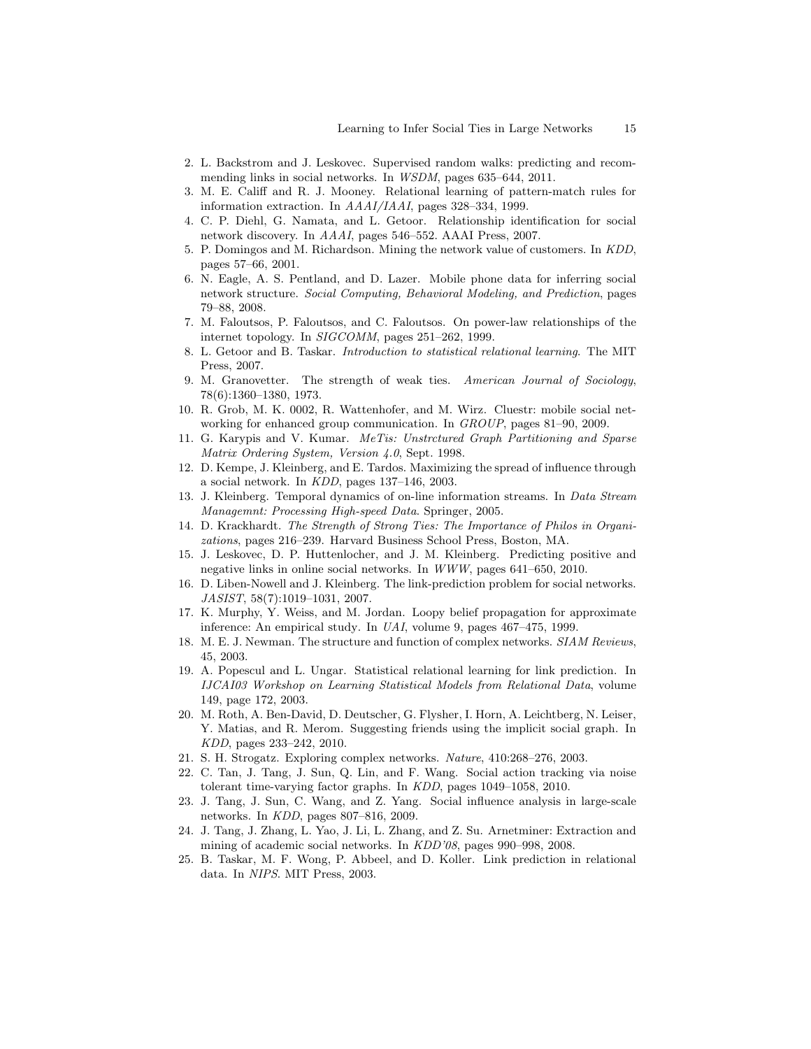2. L. Backstrom and J. Leskovec. Supervised random walks: predicting and recommending links in social networks. In *WSDM*, pages 635–644, 2011.
3. M. E. Califf and R. J. Mooney. Relational learning of pattern-match rules for information extraction. In *AAAI/IAAI*, pages 328–334, 1999.
4. C. P. Diehl, G. Namata, and L. Getoor. Relationship identification for social network discovery. In *AAAI*, pages 546–552. AAAI Press, 2007.
5. P. Domingos and M. Richardson. Mining the network value of customers. In *KDD*, pages 57–66, 2001.
6. N. Eagle, A. S. Pentland, and D. Lazer. Mobile phone data for inferring social network structure. *Social Computing, Behavioral Modeling, and Prediction*, pages 79–88, 2008.
7. M. Faloutsos, P. Faloutsos, and C. Faloutsos. On power-law relationships of the internet topology. In *SIGCOMM*, pages 251–262, 1999.
8. L. Getoor and B. Taskar. *Introduction to statistical relational learning.* The MIT Press, 2007.
9. M. Granovetter. The strength of weak ties. *American Journal of Sociology*, 78(6):1360–1380, 1973.
10. R. Grob, M. K. 0002, R. Wattenhofer, and M. Wirz. Cluestr: mobile social networking for enhanced group communication. In *GROUP*, pages 81–90, 2009.
11. G. Karypis and V. Kumar. *MeTis: Unstrctured Graph Partitioning and Sparse Matrix Ordering System, Version 4.0*, Sept. 1998.
12. D. Kempe, J. Kleinberg, and E. Tardos. Maximizing the spread of influence through a social network. In *KDD*, pages 137–146, 2003.
13. J. Kleinberg. Temporal dynamics of on-line information streams. In *Data Stream Managemnt: Processing High-speed Data*. Springer, 2005.
14. D. Krackhardt. *The Strength of Strong Ties: The Importance of Philos in Organizations*, pages 216–239. Harvard Business School Press, Boston, MA.
15. J. Leskovec, D. P. Huttenlocher, and J. M. Kleinberg. Predicting positive and negative links in online social networks. In *WWW*, pages 641–650, 2010.
16. D. Liben-Nowell and J. Kleinberg. The link-prediction problem for social networks. *JASIST*, 58(7):1019–1031, 2007.
17. K. Murphy, Y. Weiss, and M. Jordan. Loopy belief propagation for approximate inference: An empirical study. In *UAI*, volume 9, pages 467–475, 1999.
18. M. E. J. Newman. The structure and function of complex networks. *SIAM Reviews*, 45, 2003.
19. A. Popescul and L. Ungar. Statistical relational learning for link prediction. In *IJCAI03 Workshop on Learning Statistical Models from Relational Data*, volume 149, page 172, 2003.
20. M. Roth, A. Ben-David, D. Deutscher, G. Flysher, I. Horn, A. Leichtberg, N. Leiser, Y. Matias, and R. Merom. Suggesting friends using the implicit social graph. In *KDD*, pages 233–242, 2010.
21. S. H. Strogatz. Exploring complex networks. *Nature*, 410:268–276, 2003.
22. C. Tan, J. Tang, J. Sun, Q. Lin, and F. Wang. Social action tracking via noise tolerant time-varying factor graphs. In *KDD*, pages 1049–1058, 2010.
23. J. Tang, J. Sun, C. Wang, and Z. Yang. Social influence analysis in large-scale networks. In *KDD*, pages 807–816, 2009.
24. J. Tang, J. Zhang, L. Yao, J. Li, L. Zhang, and Z. Su. Arnetminer: Extraction and mining of academic social networks. In *KDD'08*, pages 990–998, 2008.
25. B. Taskar, M. F. Wong, P. Abbeel, and D. Koller. Link prediction in relational data. In *NIPS*. MIT Press, 2003.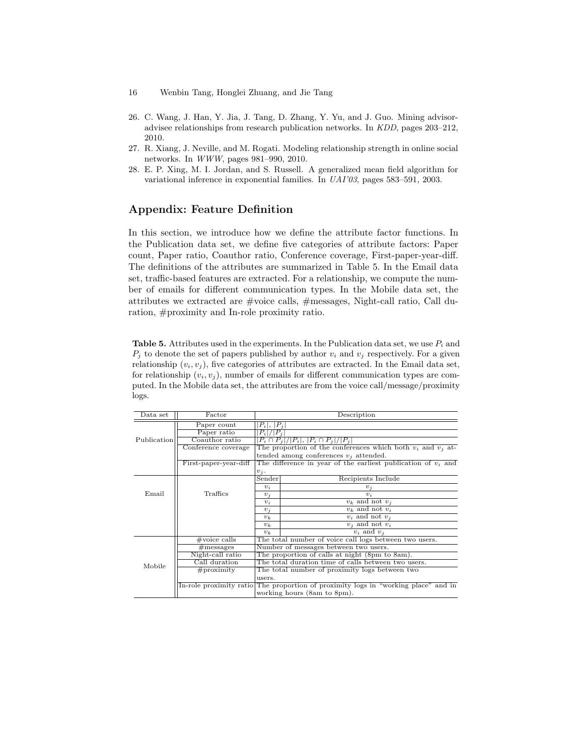26. C. Wang, J. Han, Y. Jia, J. Tang, D. Zhang, Y. Yu, and J. Guo. Mining advisor-advisee relationships from research publication networks. In *KDD*, pages 203–212, 2010.
27. R. Xiang, J. Neville, and M. Rogati. Modeling relationship strength in online social networks. In *WWW*, pages 981–990, 2010.
28. E. P. Xing, M. I. Jordan, and S. Russell. A generalized mean field algorithm for variational inference in exponential families. In *UAI'03*, pages 583–591, 2003.

## Appendix: Feature Definition

In this section, we introduce how we define the attribute factor functions. In the Publication data set, we define five categories of attribute factors: Paper count, Paper ratio, Coauthor ratio, Conference coverage, First-paper-year-diff. The definitions of the attributes are summarized in Table 5. In the Email data set, traffic-based features are extracted. For a relationship, we compute the number of emails for different communication types. In the Mobile data set, the attributes we extracted are #voice calls, #messages, Night-call ratio, Call duration, #proximity and In-role proximity ratio.

**Table 5.** Attributes used in the experiments. In the Publication data set, we use $P_i$ and $P_j$ to denote the set of papers published by author $v_i$ and $v_j$ respectively. For a given relationship $(v_i, v_j)$, five categories of attributes are extracted. In the Email data set, for relationship $(v_i, v_j)$, number of emails for different communication types are computed. In the Mobile data set, the attributes are from the voice call/message/proximity logs.

| Data set | Factor | Description | |
|---|---|---|---|
| Publication | Paper count | $\|P_i\|$, $\|P_j\|$ | |
| | Paper ratio | $\|P_i\|/\|P_j\|$ | |
| | Coauthor ratio | $\|P_i \cap P_j\|/\|P_i\|$, $\|P_i \cap P_j\|/\|P_j\|$ | |
| | Conference coverage | The proportion of the conferences which both $v_i$ and $v_j$ attended among conferences $v_j$ attended. | |
| | First-paper-year-diff | The difference in year of the earliest publication of $v_i$ and $v_j$. | |
| Email | Traffics | Sender | Recipients Include |
| | | $v_i$ | $v_j$ |
| | | $v_j$ | $v_i$ |
| | | $v_i$ | $v_k$ and not $v_j$ |
| | | $v_j$ | $v_k$ and not $v_i$ |
| | | $v_k$ | $v_i$ and not $v_j$ |
| | | $v_k$ | $v_j$ and not $v_i$ |
| | | $v_k$ | $v_i$ and $v_j$ |
| Mobile | #voice calls | The total number of voice call logs between two users. | |
| | #messages | Number of messages between two users. | |
| | Night-call ratio | The proportion of calls at night (8pm to 8am). | |
| | Call duration | The total duration time of calls between two users. | |
| | #proximity | The total number of proximity logs between two users. | |
| | In-role proximity ratio | The proportion of proximity logs in "working place" and in working hours (8am to 8pm). | |